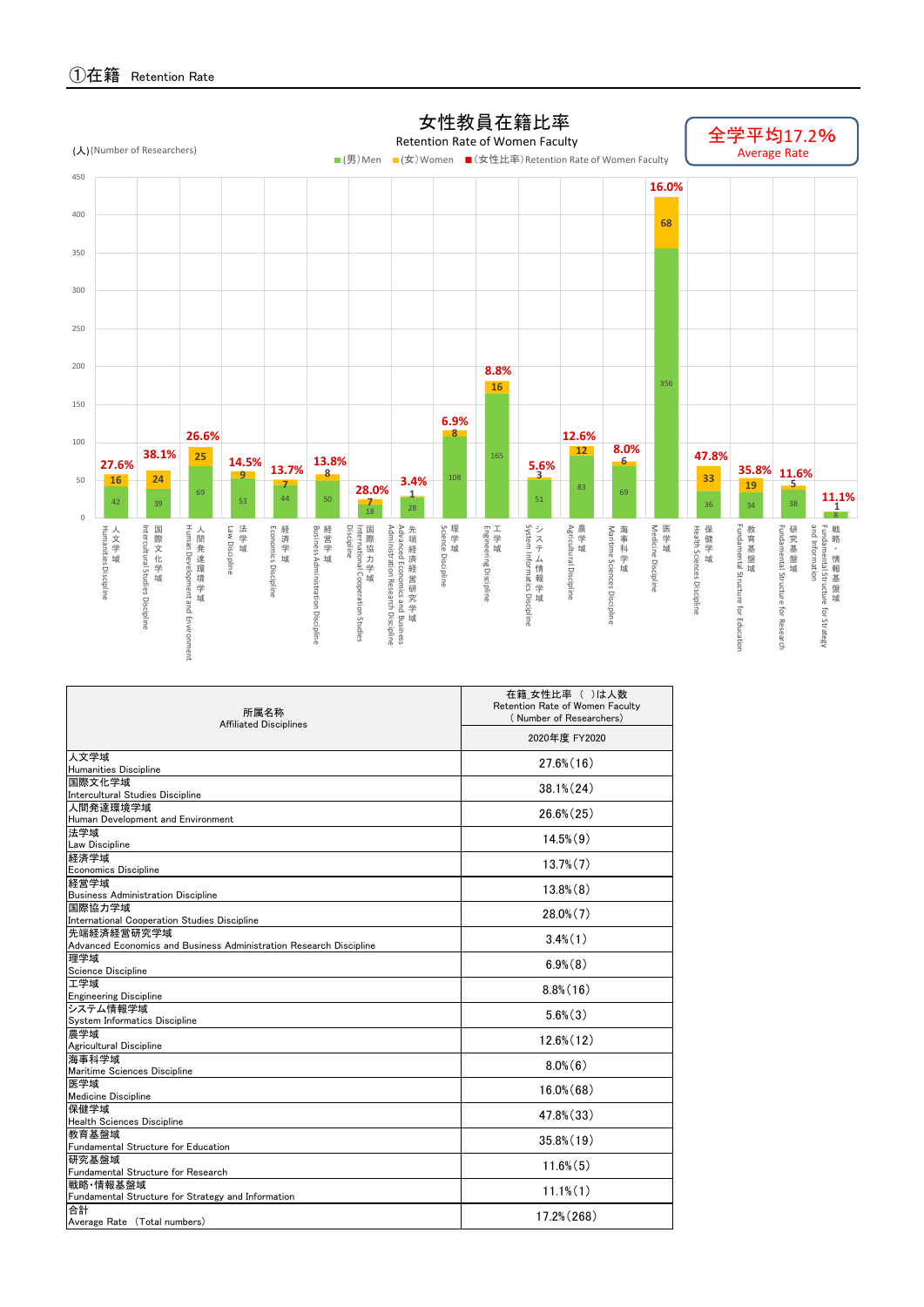# ①在籍 Retention Rate

## 女性教員在籍比率
Retention Rate of Women Faculty

全学平均17.2%
Average Rate

(人)(Number of Researchers)

■(男)Men ■(女)Women ■(女性比率)Retention Rate of Women Faculty

| 所属名称 Affiliated Disciplines | (男)Men | (女)Women | (女性比率)Retention Rate of Women Faculty |
|---|---|---|---|
| 人文学域 Humanities Discipline | 42 | 16 | 27.6% |
| 国際文化学域 Intercultural Studies Discipline | 39 | 24 | 38.1% |
| 人間発達環境学域 Human Development and Environment | 69 | 25 | 26.6% |
| 法学域 Law Discipline | 53 | 9 | 14.5% |
| 経済学域 Economics Discipline | 44 | 7 | 13.7% |
| 経営学域 Business Administration Discipline | 50 | 8 | 13.8% |
| 国際協力学域 International Cooperation Studies Discipline | 18 | 7 | 28.0% |
| 先端経済経営研究学域 Advanced Economics and Business Administration Research Discipline | 28 | 1 | 3.4% |
| 理学域 Science Discipline | 108 | 8 | 6.9% |
| 工学域 Engineering Discipline | 165 | 16 | 8.8% |
| システム情報学域 System Informatics Discipline | 51 | 3 | 5.6% |
| 農学域 Agricultural Discipline | 83 | 12 | 12.6% |
| 海事科学域 Maritime Sciences Discipline | 69 | 6 | 8.0% |
| 医学域 Medicine Discipline | 356 | 68 | 16.0% |
| 保健学域 Health Sciences Discipline | 36 | 33 | 47.8% |
| 教育基盤域 Fundamental Structure for Education | 34 | 19 | 35.8% |
| 研究基盤域 Fundamental Structure for Research | 38 | 5 | 11.6% |
| 戦略・情報基盤域 Fundamental Structure for Strategy and Information | 8 | 1 | 11.1% |

| 所属名称<br>Affiliated Disciplines | 在籍_女性比率 ( )は人数<br>Retention Rate of Women Faculty<br>( Number of Researchers) |
|---|---|
| | 2020年度 FY2020 |
| 人文学域<br>Humanities Discipline | 27.6%(16) |
| 国際文化学域<br>Intercultural Studies Discipline | 38.1%(24) |
| 人間発達環境学域<br>Human Development and Environment | 26.6%(25) |
| 法学域<br>Law Discipline | 14.5%(9) |
| 経済学域<br>Economics Discipline | 13.7%(7) |
| 経営学域<br>Business Administration Discipline | 13.8%(8) |
| 国際協力学域<br>International Cooperation Studies Discipline | 28.0%(7) |
| 先端経済経営研究学域<br>Advanced Economics and Business Administration Research Discipline | 3.4%(1) |
| 理学域<br>Science Discipline | 6.9%(8) |
| 工学域<br>Engineering Discipline | 8.8%(16) |
| システム情報学域<br>System Informatics Discipline | 5.6%(3) |
| 農学域<br>Agricultural Discipline | 12.6%(12) |
| 海事科学域<br>Maritime Sciences Discipline | 8.0%(6) |
| 医学域<br>Medicine Discipline | 16.0%(68) |
| 保健学域<br>Health Sciences Discipline | 47.8%(33) |
| 教育基盤域<br>Fundamental Structure for Education | 35.8%(19) |
| 研究基盤域<br>Fundamental Structure for Research | 11.6%(5) |
| 戦略・情報基盤域<br>Fundamental Structure for Strategy and Information | 11.1%(1) |
| 合計<br>Average Rate (Total numbers) | 17.2%(268) |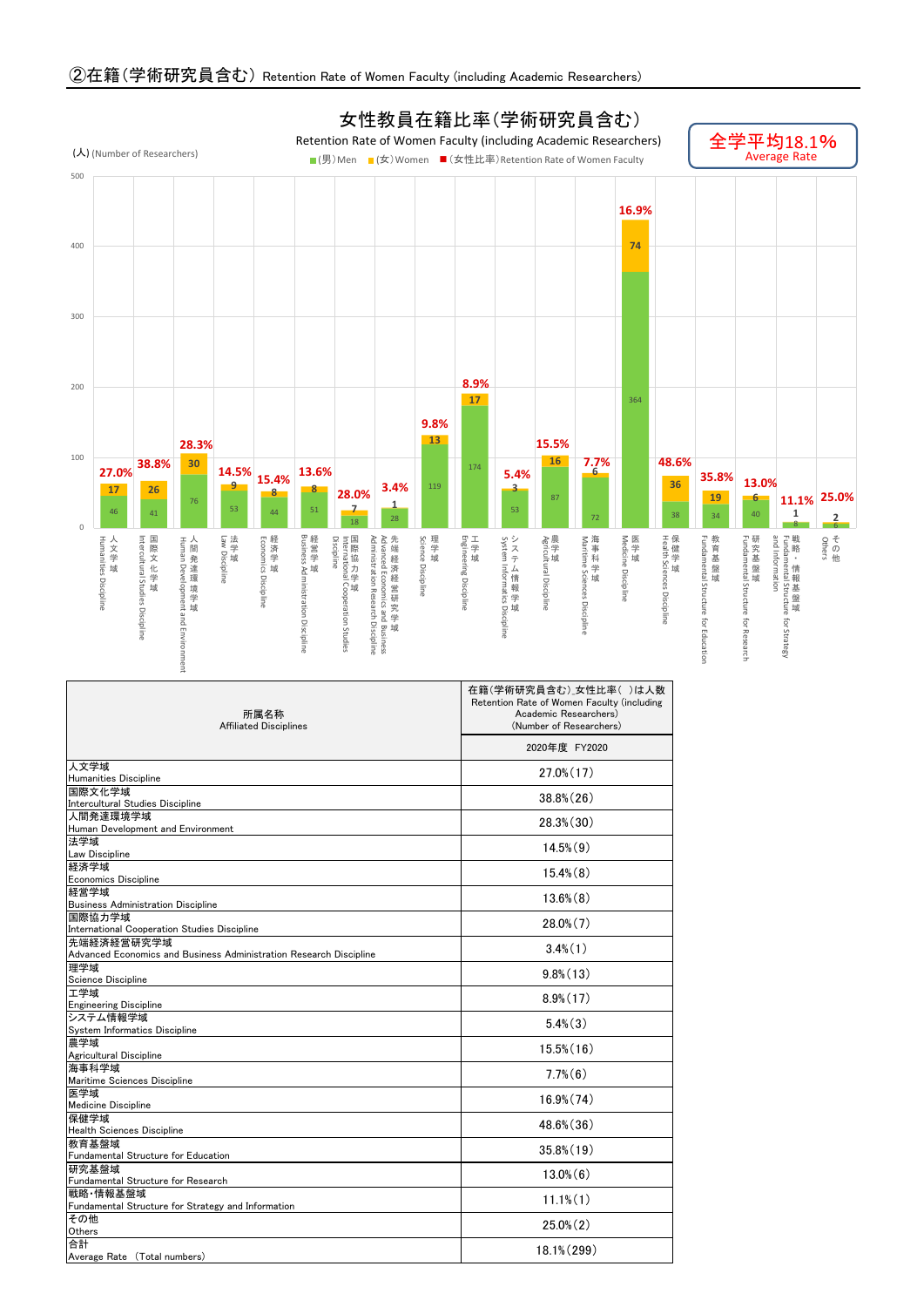## ②在籍(学術研究員含む) Retention Rate of Women Faculty (including Academic Researchers)

### 女性教員在籍比率(学術研究員含む)

Retention Rate of Women Faculty (including Academic Researchers)

全学平均18.1%
Average Rate

(人) (Number of Researchers)

■(男) Men ■(女) Women ■(女性比率) Retention Rate of Women Faculty

| 所属名称 Affiliated Disciplines | (男) Men | (女) Women | (女性比率) Retention Rate of Women Faculty |
|---|---|---|---|
| 人文学域 Humanities Discipline | 46 | 17 | 27.0% |
| 国際文化学域 Intercultural Studies Discipline | 41 | 26 | 38.8% |
| 人間発達環境学域 Human Development and Environment | 76 | 30 | 28.3% |
| 法学域 Law Discipline | 53 | 9 | 14.5% |
| 経済学域 Economics Discipline | 44 | 8 | 15.4% |
| 経営学域 Business Administration Discipline | 51 | 8 | 13.6% |
| 国際協力学域 International Cooperation Studies Discipline | 18 | 7 | 28.0% |
| 先端経済経営研究学域 Advanced Economics and Business Administration Research Discipline | 28 | 1 | 3.4% |
| 理学域 Science Discipline | 119 | 13 | 9.8% |
| 工学域 Engineering Discipline | 174 | 17 | 8.9% |
| システム情報学域 System Informatics Discipline | 53 | 3 | 5.4% |
| 農学域 Agricultural Discipline | 87 | 16 | 15.5% |
| 海事科学域 Maritime Sciences Discipline | 72 | 6 | 7.7% |
| 医学域 Medicine Discipline | 364 | 74 | 16.9% |
| 保健学域 Health Sciences Discipline | 38 | 36 | 48.6% |
| 教育基盤域 Fundamental Structure for Education | 34 | 19 | 35.8% |
| 研究基盤域 Fundamental Structure for Research | 40 | 6 | 13.0% |
| 戦略・情報基盤域 Fundamental Structure for Strategy and Information | 8 | 1 | 11.1% |
| その他 Others | 6 | 2 | 25.0% |

| 所属名称<br>Affiliated Disciplines | 在籍(学術研究員含む)_女性比率( )は人数<br>Retention Rate of Women Faculty (including Academic Researchers)<br>(Number of Researchers) |
|---|---|
| | 2020年度 FY2020 |
| 人文学域<br>Humanities Discipline | 27.0%(17) |
| 国際文化学域<br>Intercultural Studies Discipline | 38.8%(26) |
| 人間発達環境学域<br>Human Development and Environment | 28.3%(30) |
| 法学域<br>Law Discipline | 14.5%(9) |
| 経済学域<br>Economics Discipline | 15.4%(8) |
| 経営学域<br>Business Administration Discipline | 13.6%(8) |
| 国際協力学域<br>International Cooperation Studies Discipline | 28.0%(7) |
| 先端経済経営研究学域<br>Advanced Economics and Business Administration Research Discipline | 3.4%(1) |
| 理学域<br>Science Discipline | 9.8%(13) |
| 工学域<br>Engineering Discipline | 8.9%(17) |
| システム情報学域<br>System Informatics Discipline | 5.4%(3) |
| 農学域<br>Agricultural Discipline | 15.5%(16) |
| 海事科学域<br>Maritime Sciences Discipline | 7.7%(6) |
| 医学域<br>Medicine Discipline | 16.9%(74) |
| 保健学域<br>Health Sciences Discipline | 48.6%(36) |
| 教育基盤域<br>Fundamental Structure for Education | 35.8%(19) |
| 研究基盤域<br>Fundamental Structure for Research | 13.0%(6) |
| 戦略・情報基盤域<br>Fundamental Structure for Strategy and Information | 11.1%(1) |
| その他<br>Others | 25.0%(2) |
| 合計<br>Average Rate (Total numbers) | 18.1%(299) |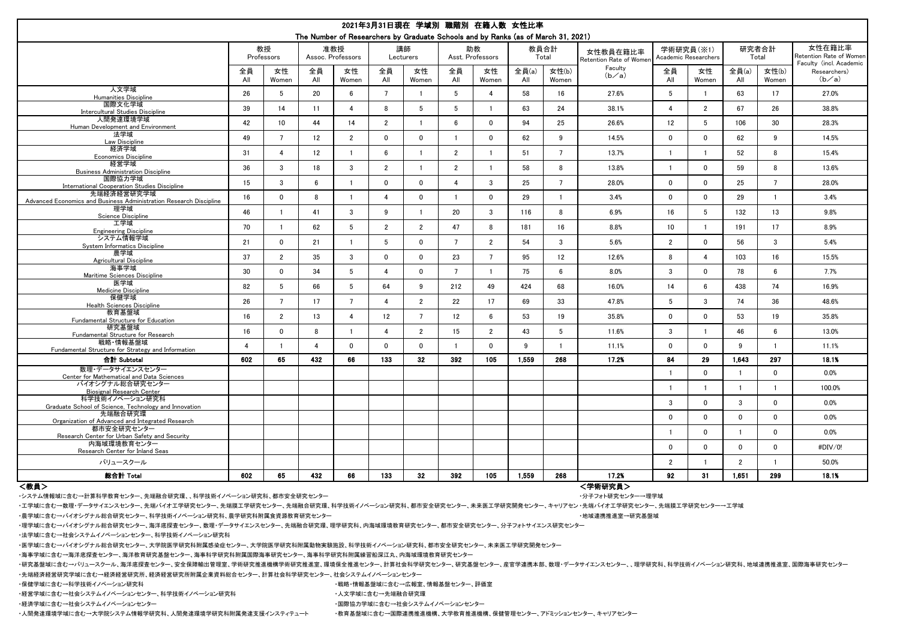# 2021年3月31日現在 学域別 職階別 在籍人数 女性比率

The Number of Researchers by Graduate Schools and by Ranks (as of March 31, 2021)

| | 教授 Professors | | 准教授 Assoc. Professors | | 講師 Lecturers | | 助教 Asst. Professors | | 教員合計 Total | | 女性教員在籍比率 Retention Rate of Women Faculty (b／a) | 学術研究員(※1) Academic Researchers | | 研究者合計 Total | | 女性在籍比率 Retention Rate of Women Faculty (incl. Academic Researchers) (b／a) |
|---|---|---|---|---|---|---|---|---|---|---|---|---|---|---|---|---|
| | 全員 All | 女性 Women | 全員 All | 女性 Women | 全員 All | 女性 Women | 全員 All | 女性 Women | 全員(a) All | 女性(b) Women | | 全員 All | 女性 Women | 全員(a) All | 女性(b) Women | |
| 人文学域 Humanities Discipline | 26 | 5 | 20 | 6 | 7 | 1 | 5 | 4 | 58 | 16 | 27.6% | 5 | 1 | 63 | 17 | 27.0% |
| 国際文化学域 Intercultural Studies Discipline | 39 | 14 | 11 | 4 | 8 | 5 | 5 | 1 | 63 | 24 | 38.1% | 4 | 2 | 67 | 26 | 38.8% |
| 人間発達環境学域 Human Development and Environment | 42 | 10 | 44 | 14 | 2 | 1 | 6 | 0 | 94 | 25 | 26.6% | 12 | 5 | 106 | 30 | 28.3% |
| 法学域 Law Discipline | 49 | 7 | 12 | 2 | 0 | 0 | 1 | 0 | 62 | 9 | 14.5% | 0 | 0 | 62 | 9 | 14.5% |
| 経済学域 Economics Discipline | 31 | 4 | 12 | 1 | 6 | 1 | 2 | 1 | 51 | 7 | 13.7% | 1 | 1 | 52 | 8 | 15.4% |
| 経営学域 Business Administration Discipline | 36 | 3 | 18 | 3 | 2 | 1 | 2 | 1 | 58 | 8 | 13.8% | 1 | 0 | 59 | 8 | 13.6% |
| 国際協力学域 International Cooperation Studies Discipline | 15 | 3 | 6 | 1 | 0 | 0 | 4 | 3 | 25 | 7 | 28.0% | 0 | 0 | 25 | 7 | 28.0% |
| 先端経済経営研究学域 Advanced Economics and Business Administration Research Discipline | 16 | 0 | 8 | 1 | 4 | 0 | 1 | 0 | 29 | 1 | 3.4% | 0 | 0 | 29 | 1 | 3.4% |
| 理学域 Science Discipline | 46 | 1 | 41 | 3 | 9 | 1 | 20 | 3 | 116 | 8 | 6.9% | 16 | 5 | 132 | 13 | 9.8% |
| 工学域 Engineering Discipline | 70 | 1 | 62 | 5 | 2 | 2 | 47 | 8 | 181 | 16 | 8.8% | 10 | 1 | 191 | 17 | 8.9% |
| システム情報学域 System Informatics Discipline | 21 | 0 | 21 | 1 | 5 | 0 | 7 | 2 | 54 | 3 | 5.6% | 2 | 0 | 56 | 3 | 5.4% |
| 農学域 Agricultural Discipline | 37 | 2 | 35 | 3 | 0 | 0 | 23 | 7 | 95 | 12 | 12.6% | 8 | 4 | 103 | 16 | 15.5% |
| 海事学域 Maritime Sciences Discipline | 30 | 0 | 34 | 5 | 4 | 0 | 7 | 1 | 75 | 6 | 8.0% | 3 | 0 | 78 | 6 | 7.7% |
| 医学域 Medicine Discipline | 82 | 5 | 66 | 5 | 64 | 9 | 212 | 49 | 424 | 68 | 16.0% | 14 | 6 | 438 | 74 | 16.9% |
| 保健学域 Health Sciences Discipline | 26 | 7 | 17 | 7 | 4 | 2 | 22 | 17 | 69 | 33 | 47.8% | 5 | 3 | 74 | 36 | 48.6% |
| 教育基盤域 Fundamental Structure for Education | 16 | 2 | 13 | 4 | 12 | 7 | 12 | 6 | 53 | 19 | 35.8% | 0 | 0 | 53 | 19 | 35.8% |
| 研究基盤域 Fundamental Structure for Research | 16 | 0 | 8 | 1 | 4 | 2 | 15 | 2 | 43 | 5 | 11.6% | 3 | 1 | 46 | 6 | 13.0% |
| 戦略・情報基盤域 Fundamental Structure for Strategy and Information | 4 | 1 | 4 | 0 | 0 | 0 | 1 | 0 | 9 | 1 | 11.1% | 0 | 0 | 9 | 1 | 11.1% |
| **合計 Subtotal** | **602** | **65** | **432** | **66** | **133** | **32** | **392** | **105** | **1,559** | **268** | **17.2%** | **84** | **29** | **1,643** | **297** | **18.1%** |
| 数理・データサイエンスセンター Center for Mathematical and Data Sciences | | | | | | | | | | | | 1 | 0 | 1 | 0 | 0.0% |
| バイオシグナル総合研究センター Biosignal Research Center | | | | | | | | | | | | 1 | 1 | 1 | 1 | 100.0% |
| 科学技術イノベーション研究科 Graduate School of Science, Technology and Innovation | | | | | | | | | | | | 3 | 0 | 3 | 0 | 0.0% |
| 先端融合研究環 Organization of Advanced and Integrated Research | | | | | | | | | | | | 0 | 0 | 0 | 0 | 0.0% |
| 都市安全研究センター Research Center for Urban Safety and Security | | | | | | | | | | | | 1 | 0 | 1 | 0 | 0.0% |
| 内海域環境教育研究センター Research Center for Inland Seas | | | | | | | | | | | | 0 | 0 | 0 | 0 | #DIV/0! |
| バリュースクール | | | | | | | | | | | | 2 | 1 | 2 | 1 | 50.0% |
| **総合計 Total** | **602** | **65** | **432** | **66** | **133** | **32** | **392** | **105** | **1,559** | **268** | **17.2%** | **92** | **31** | **1,651** | **299** | **18.1%** |

**＜教員＞**

・システム情報域に含む→計算科学教育センター、先端融合研究環、、科学技術イノベーション研究科、都市安全研究センター

・工学域に含む→数理・データサイエンスセンター、先端バイオ工学研究センター、先端膜工学研究センター、先端融合研究環、科学技術イノベーション研究科、都市安全研究センター、未来医工学研究開発センター、キャリアセンター

・農学域に含む→バイオシグナル総合研究センター、科学技術イノベーション研究科、農学研究科附属食資源教育研究センター

・理学域に含む→バイオシグナル総合研究センター、海洋底探査センター、数理・データサイエンスセンター、先端融合研究環、理学研究科、内海域環境教育研究センター、都市安全研究センター、分子フォトサイエンス研究センター

・法学域に含む→社会システムイノベーションセンター、科学技術イノベーション研究科

・医学域に含む→バイオシグナル総合研究センター、大学院医学研究科附属感染症センター、大学院医学研究科附属動物実験施設、科学技術イノベーション研究科、都市安全研究センター、未来医工学研究開発センター

・海事学域に含む→海洋底探査センター、海洋教育研究基盤センター、海事科学研究科附属国際海事研究センター、海事科学研究科附属練習船深江丸、内海域環境教育研究センター

・研究基盤域に含む→バリュースクール、海洋底探査センター、安全保障輸出管理室、学術研究推進機構学術研究推進室、環境保全推進センター、計算社会科学研究センター、研究基盤センター、産官学連携本部、数理・データサイエンスセンター、、理学研究科、科学技術イノベーション研究科、地域連携推進室、国際海事研究センター

・先端経済経営研究学域に含む→経済経営研究所、経済経営研究所附属企業資料総合センター、計算社会科学研究センター、社会システムイノベーションセンター

・保健学域に含む→科学技術イノベーション研究科

・経営学域に含む→社会システムイノベーションセンター、科学技術イノベーション研究科

・経済学域に含む→社会システムイノベーションセンター

・人間発達環境学域に含む→大学院システム情報学研究科、人間発達環境学研究科附属発達支援インスティテュート

・戦略・情報基盤域に含む→広報室、情報基盤センター、評価室

・人文学域に含む→先端融合研究環

・国際協力学域に含む→社会システムイノベーションセンター

・教育基盤域に含む→国際連携推進機構、大学教育推進機構、保健管理センター、アドミッションセンター、キャリアセンター

**＜学術研究員＞**

・分子フォト研究センター→理学域

・先端バイオ工学研究センター、先端膜工学研究センター→工学域

・地域連携推進室→研究基盤域